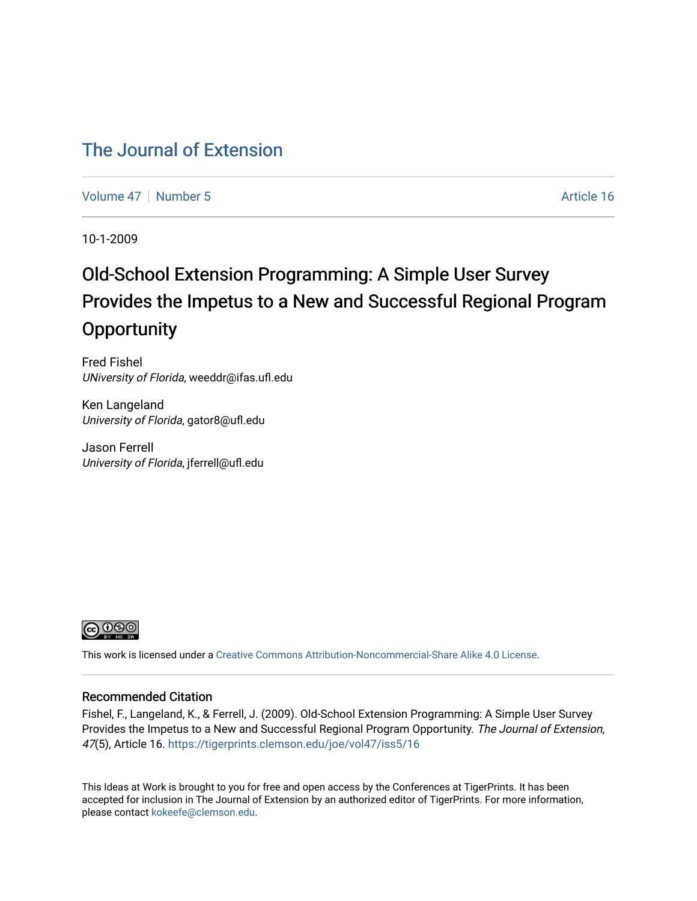# The Journal of Extension

Volume 47 | Number 5 | Article 16

10-1-2009

## Old-School Extension Programming: A Simple User Survey Provides the Impetus to a New and Successful Regional Program Opportunity

Fred Fishel
*UNiversity of Florida*, weeddr@ifas.ufl.edu

Ken Langeland
*University of Florida*, gator8@ufl.edu

Jason Ferrell
*University of Florida*, jferrell@ufl.edu

This work is licensed under a Creative Commons Attribution-Noncommercial-Share Alike 4.0 License.

### Recommended Citation

Fishel, F., Langeland, K., & Ferrell, J. (2009). Old-School Extension Programming: A Simple User Survey Provides the Impetus to a New and Successful Regional Program Opportunity. *The Journal of Extension, 47*(5), Article 16. https://tigerprints.clemson.edu/joe/vol47/iss5/16

This Ideas at Work is brought to you for free and open access by the Conferences at TigerPrints. It has been accepted for inclusion in The Journal of Extension by an authorized editor of TigerPrints. For more information, please contact kokeefe@clemson.edu.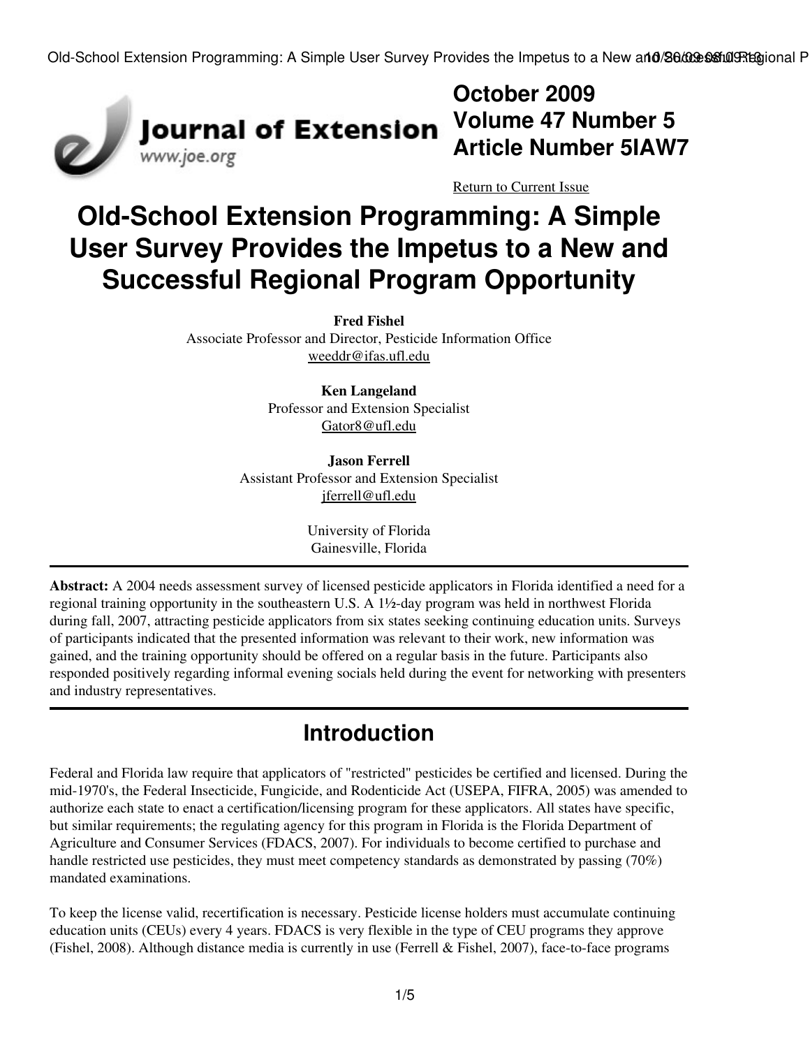October 2009
Volume 47 Number 5
Article Number 5IAW7

Return to Current Issue

# Old-School Extension Programming: A Simple User Survey Provides the Impetus to a New and Successful Regional Program Opportunity

**Fred Fishel**
Associate Professor and Director, Pesticide Information Office
weeddr@ifas.ufl.edu

**Ken Langeland**
Professor and Extension Specialist
Gator8@ufl.edu

**Jason Ferrell**
Assistant Professor and Extension Specialist
jferrell@ufl.edu

University of Florida
Gainesville, Florida

**Abstract:** A 2004 needs assessment survey of licensed pesticide applicators in Florida identified a need for a regional training opportunity in the southeastern U.S. A 1½-day program was held in northwest Florida during fall, 2007, attracting pesticide applicators from six states seeking continuing education units. Surveys of participants indicated that the presented information was relevant to their work, new information was gained, and the training opportunity should be offered on a regular basis in the future. Participants also responded positively regarding informal evening socials held during the event for networking with presenters and industry representatives.

## Introduction

Federal and Florida law require that applicators of "restricted" pesticides be certified and licensed. During the mid-1970's, the Federal Insecticide, Fungicide, and Rodenticide Act (USEPA, FIFRA, 2005) was amended to authorize each state to enact a certification/licensing program for these applicators. All states have specific, but similar requirements; the regulating agency for this program in Florida is the Florida Department of Agriculture and Consumer Services (FDACS, 2007). For individuals to become certified to purchase and handle restricted use pesticides, they must meet competency standards as demonstrated by passing (70%) mandated examinations.

To keep the license valid, recertification is necessary. Pesticide license holders must accumulate continuing education units (CEUs) every 4 years. FDACS is very flexible in the type of CEU programs they approve (Fishel, 2008). Although distance media is currently in use (Ferrell & Fishel, 2007), face-to-face programs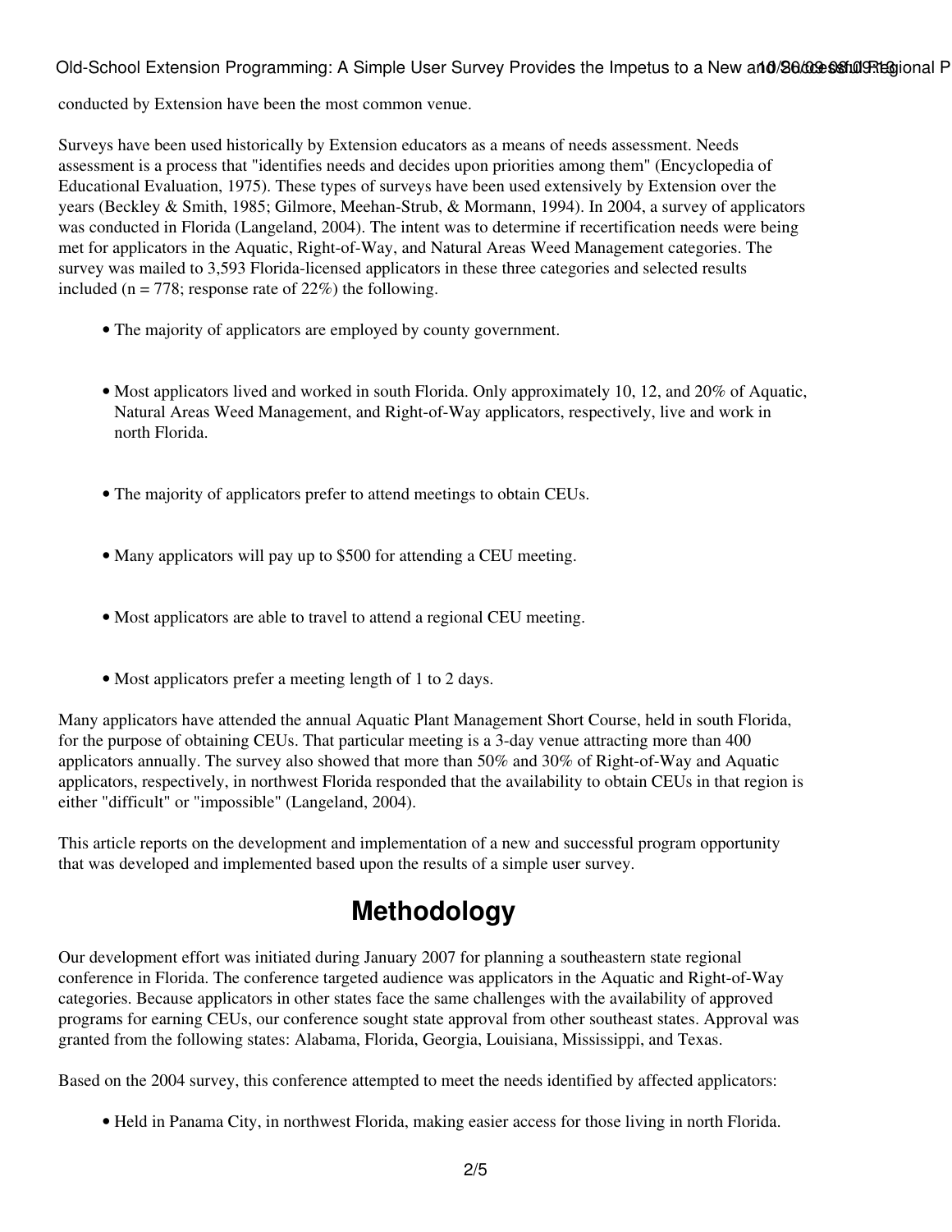conducted by Extension have been the most common venue.

Surveys have been used historically by Extension educators as a means of needs assessment. Needs assessment is a process that "identifies needs and decides upon priorities among them" (Encyclopedia of Educational Evaluation, 1975). These types of surveys have been used extensively by Extension over the years (Beckley & Smith, 1985; Gilmore, Meehan-Strub, & Mormann, 1994). In 2004, a survey of applicators was conducted in Florida (Langeland, 2004). The intent was to determine if recertification needs were being met for applicators in the Aquatic, Right-of-Way, and Natural Areas Weed Management categories. The survey was mailed to 3,593 Florida-licensed applicators in these three categories and selected results included (n = 778; response rate of 22%) the following.

- The majority of applicators are employed by county government.
- Most applicators lived and worked in south Florida. Only approximately 10, 12, and 20% of Aquatic, Natural Areas Weed Management, and Right-of-Way applicators, respectively, live and work in north Florida.
- The majority of applicators prefer to attend meetings to obtain CEUs.
- Many applicators will pay up to $500 for attending a CEU meeting.
- Most applicators are able to travel to attend a regional CEU meeting.
- Most applicators prefer a meeting length of 1 to 2 days.

Many applicators have attended the annual Aquatic Plant Management Short Course, held in south Florida, for the purpose of obtaining CEUs. That particular meeting is a 3-day venue attracting more than 400 applicators annually. The survey also showed that more than 50% and 30% of Right-of-Way and Aquatic applicators, respectively, in northwest Florida responded that the availability to obtain CEUs in that region is either "difficult" or "impossible" (Langeland, 2004).

This article reports on the development and implementation of a new and successful program opportunity that was developed and implemented based upon the results of a simple user survey.

## Methodology

Our development effort was initiated during January 2007 for planning a southeastern state regional conference in Florida. The conference targeted audience was applicators in the Aquatic and Right-of-Way categories. Because applicators in other states face the same challenges with the availability of approved programs for earning CEUs, our conference sought state approval from other southeast states. Approval was granted from the following states: Alabama, Florida, Georgia, Louisiana, Mississippi, and Texas.

Based on the 2004 survey, this conference attempted to meet the needs identified by affected applicators:

- Held in Panama City, in northwest Florida, making easier access for those living in north Florida.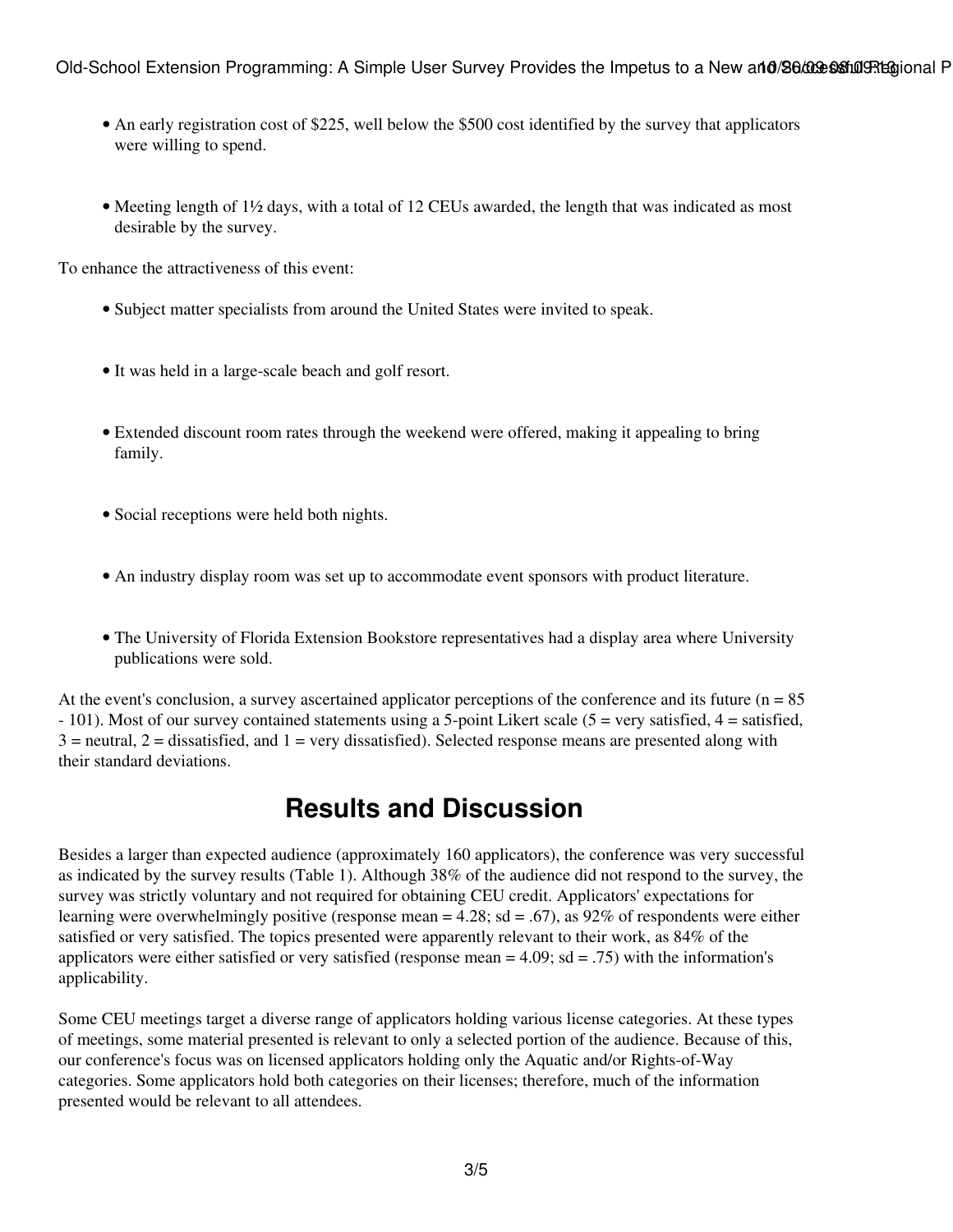- An early registration cost of $225, well below the $500 cost identified by the survey that applicators were willing to spend.
- Meeting length of 1½ days, with a total of 12 CEUs awarded, the length that was indicated as most desirable by the survey.

To enhance the attractiveness of this event:

- Subject matter specialists from around the United States were invited to speak.
- It was held in a large-scale beach and golf resort.
- Extended discount room rates through the weekend were offered, making it appealing to bring family.
- Social receptions were held both nights.
- An industry display room was set up to accommodate event sponsors with product literature.
- The University of Florida Extension Bookstore representatives had a display area where University publications were sold.

At the event's conclusion, a survey ascertained applicator perceptions of the conference and its future ($n = 85 - 101$). Most of our survey contained statements using a 5-point Likert scale (5 = very satisfied, 4 = satisfied, 3 = neutral, 2 = dissatisfied, and 1 = very dissatisfied). Selected response means are presented along with their standard deviations.

## Results and Discussion

Besides a larger than expected audience (approximately 160 applicators), the conference was very successful as indicated by the survey results (Table 1). Although 38% of the audience did not respond to the survey, the survey was strictly voluntary and not required for obtaining CEU credit. Applicators' expectations for learning were overwhelmingly positive (response mean = 4.28; sd = .67), as 92% of respondents were either satisfied or very satisfied. The topics presented were apparently relevant to their work, as 84% of the applicators were either satisfied or very satisfied (response mean = 4.09; sd = .75) with the information's applicability.

Some CEU meetings target a diverse range of applicators holding various license categories. At these types of meetings, some material presented is relevant to only a selected portion of the audience. Because of this, our conference's focus was on licensed applicators holding only the Aquatic and/or Rights-of-Way categories. Some applicators hold both categories on their licenses; therefore, much of the information presented would be relevant to all attendees.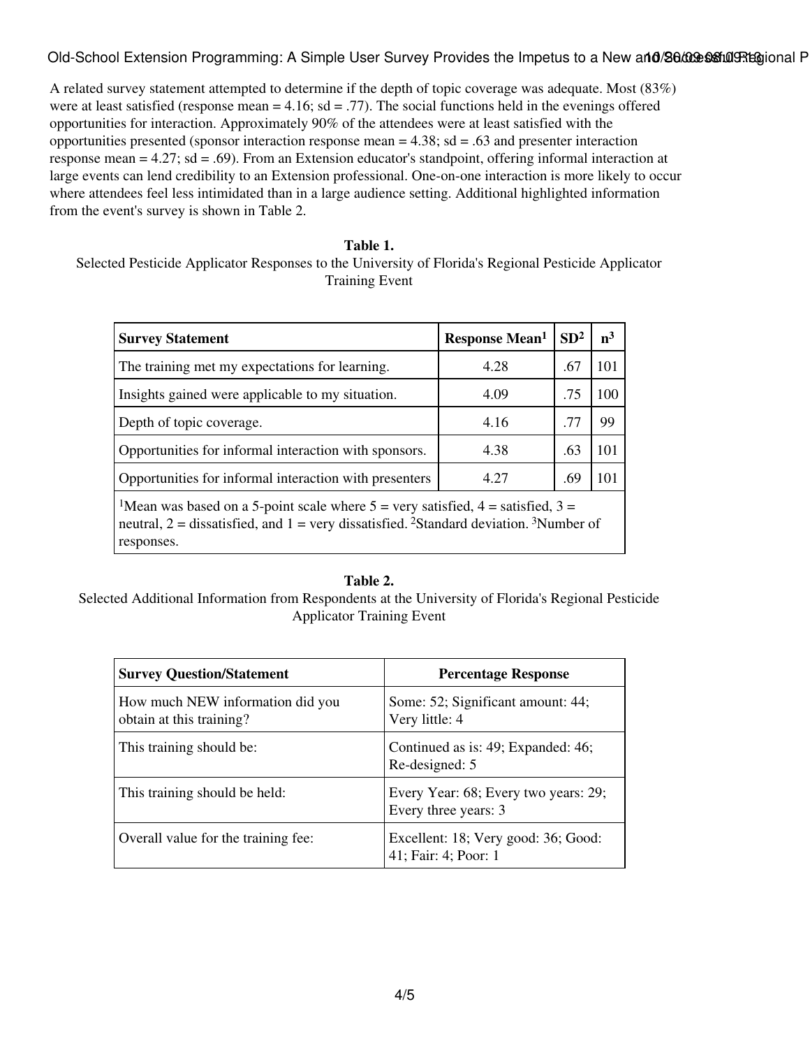A related survey statement attempted to determine if the depth of topic coverage was adequate. Most (83%) were at least satisfied (response mean = 4.16; sd = .77). The social functions held in the evenings offered opportunities for interaction. Approximately 90% of the attendees were at least satisfied with the opportunities presented (sponsor interaction response mean = 4.38; sd = .63 and presenter interaction response mean = 4.27; sd = .69). From an Extension educator's standpoint, offering informal interaction at large events can lend credibility to an Extension professional. One-on-one interaction is more likely to occur where attendees feel less intimidated than in a large audience setting. Additional highlighted information from the event's survey is shown in Table 2.

**Table 1.**
Selected Pesticide Applicator Responses to the University of Florida's Regional Pesticide Applicator Training Event

| Survey Statement | Response Mean[1] | SD[2] | n[3] |
|---|---|---|---|
| The training met my expectations for learning. | 4.28 | .67 | 101 |
| Insights gained were applicable to my situation. | 4.09 | .75 | 100 |
| Depth of topic coverage. | 4.16 | .77 | 99 |
| Opportunities for informal interaction with sponsors. | 4.38 | .63 | 101 |
| Opportunities for informal interaction with presenters | 4.27 | .69 | 101 |

[1]Mean was based on a 5-point scale where 5 = very satisfied, 4 = satisfied, 3 = neutral, 2 = dissatisfied, and 1 = very dissatisfied. [2]Standard deviation. [3]Number of responses.

**Table 2.**
Selected Additional Information from Respondents at the University of Florida's Regional Pesticide Applicator Training Event

| Survey Question/Statement | Percentage Response |
|---|---|
| How much NEW information did you obtain at this training? | Some: 52; Significant amount: 44; Very little: 4 |
| This training should be: | Continued as is: 49; Expanded: 46; Re-designed: 5 |
| This training should be held: | Every Year: 68; Every two years: 29; Every three years: 3 |
| Overall value for the training fee: | Excellent: 18; Very good: 36; Good: 41; Fair: 4; Poor: 1 |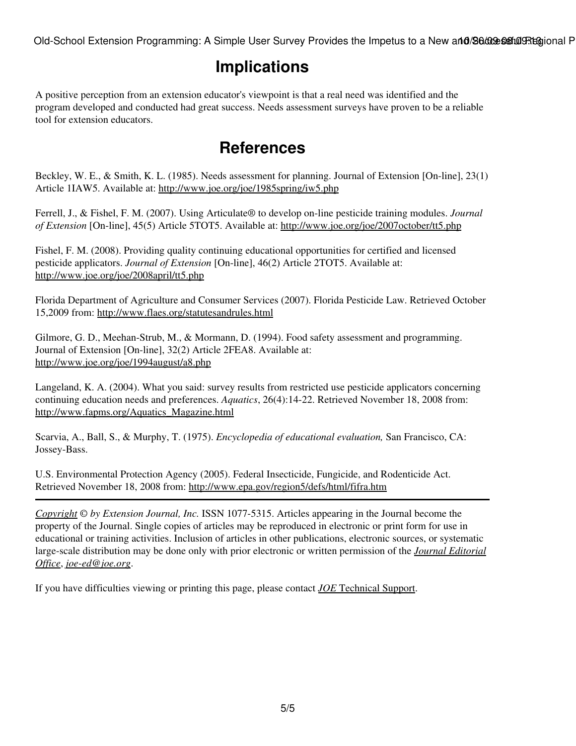## Implications

A positive perception from an extension educator's viewpoint is that a real need was identified and the program developed and conducted had great success. Needs assessment surveys have proven to be a reliable tool for extension educators.

## References

Beckley, W. E., & Smith, K. L. (1985). Needs assessment for planning. Journal of Extension [On-line], 23(1) Article 1IAW5. Available at: http://www.joe.org/joe/1985spring/iw5.php

Ferrell, J., & Fishel, F. M. (2007). Using Articulate® to develop on-line pesticide training modules. *Journal of Extension* [On-line], 45(5) Article 5TOT5. Available at: http://www.joe.org/joe/2007october/tt5.php

Fishel, F. M. (2008). Providing quality continuing educational opportunities for certified and licensed pesticide applicators. *Journal of Extension* [On-line], 46(2) Article 2TOT5. Available at: http://www.joe.org/joe/2008april/tt5.php

Florida Department of Agriculture and Consumer Services (2007). Florida Pesticide Law. Retrieved October 15,2009 from: http://www.flaes.org/statutesandrules.html

Gilmore, G. D., Meehan-Strub, M., & Mormann, D. (1994). Food safety assessment and programming. Journal of Extension [On-line], 32(2) Article 2FEA8. Available at: http://www.joe.org/joe/1994august/a8.php

Langeland, K. A. (2004). What you said: survey results from restricted use pesticide applicators concerning continuing education needs and preferences. *Aquatics*, 26(4):14-22. Retrieved November 18, 2008 from: http://www.fapms.org/Aquatics_Magazine.html

Scarvia, A., Ball, S., & Murphy, T. (1975). *Encyclopedia of educational evaluation,* San Francisco, CA: Jossey-Bass.

U.S. Environmental Protection Agency (2005). Federal Insecticide, Fungicide, and Rodenticide Act. Retrieved November 18, 2008 from: http://www.epa.gov/region5/defs/html/fifra.htm

---

*Copyright © by Extension Journal, Inc.* ISSN 1077-5315. Articles appearing in the Journal become the property of the Journal. Single copies of articles may be reproduced in electronic or print form for use in educational or training activities. Inclusion of articles in other publications, electronic sources, or systematic large-scale distribution may be done only with prior electronic or written permission of the *Journal Editorial Office*, *joe-ed@joe.org*.

If you have difficulties viewing or printing this page, please contact *JOE* Technical Support.